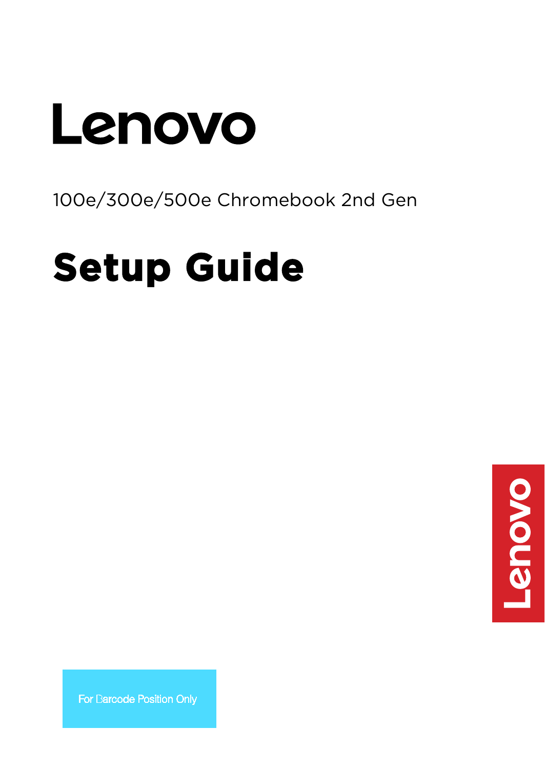Lenovo

100e/300e/500e Chromebook 2nd Gen

# Setup Guide

Lenovo

For Barcode Position Only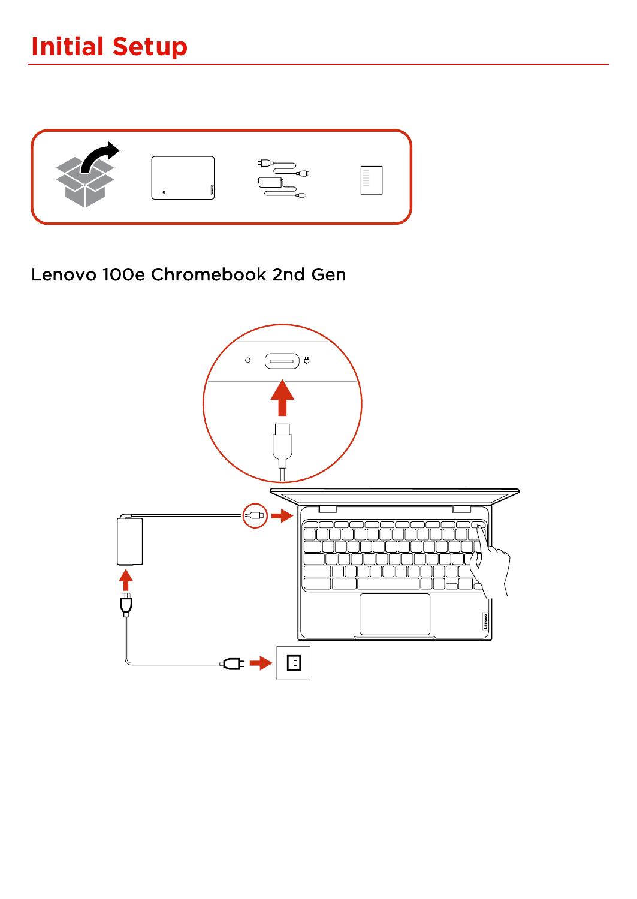# Initial Setup

Lenovo 100e Chromebook 2nd Gen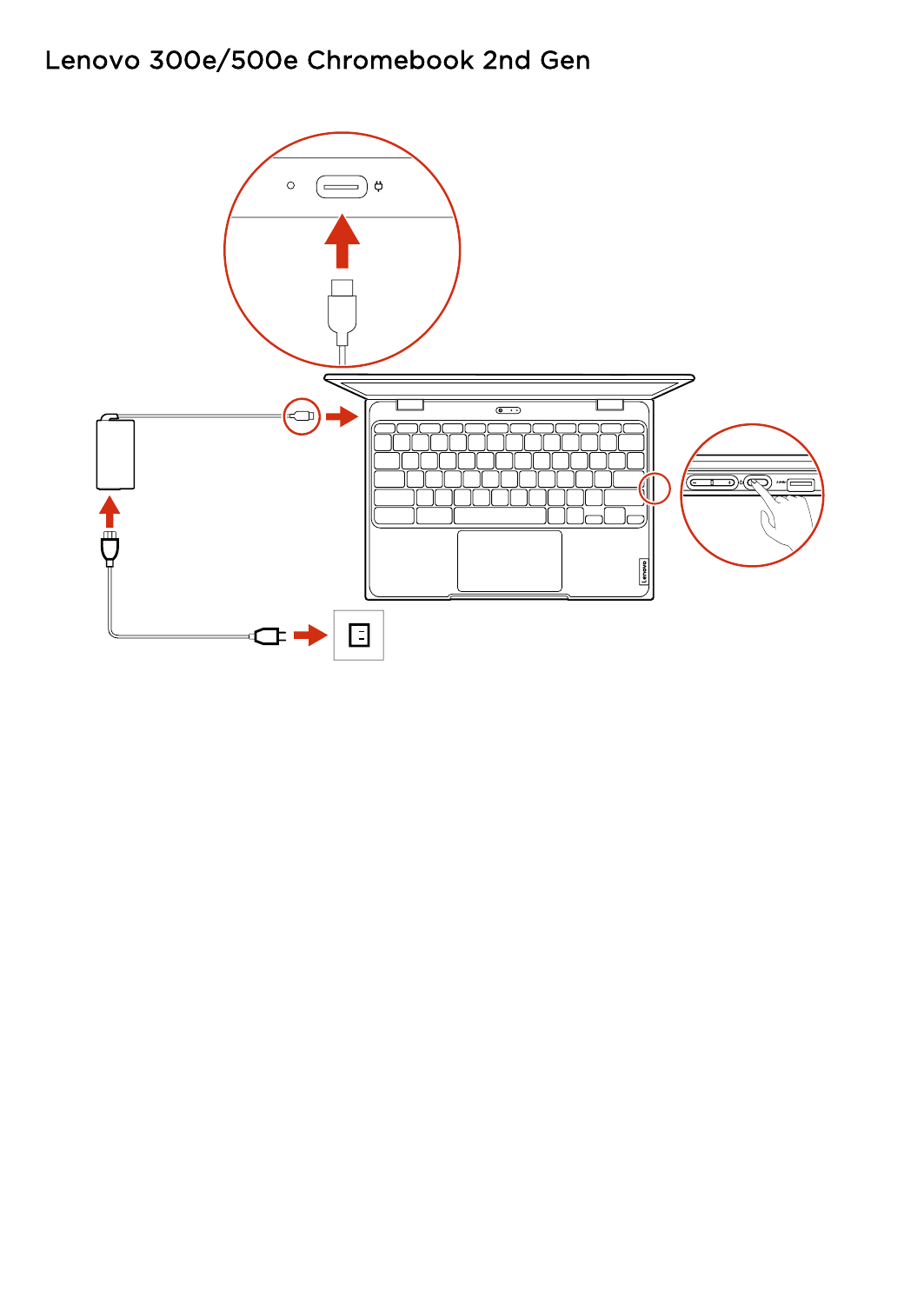# Lenovo 300e/500e Chromebook 2nd Gen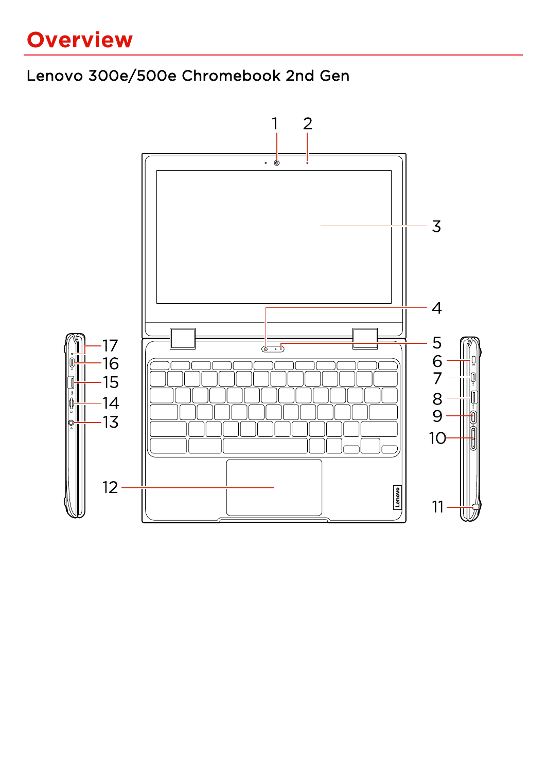# Overview

## Lenovo 300e/500e Chromebook 2nd Gen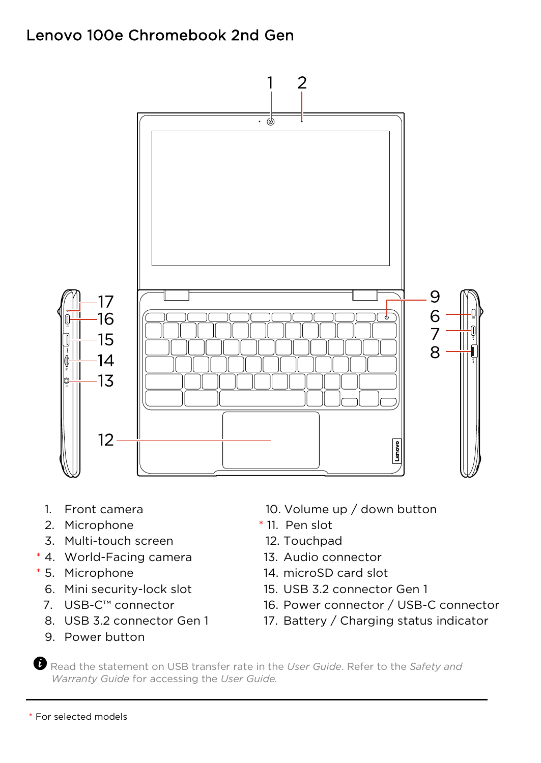# Lenovo 100e Chromebook 2nd Gen

1. Front camera
2. Microphone
3. Multi-touch screen
4. World-Facing camera *
5. Microphone *
6. Mini security-lock slot
7. USB-C™ connector
8. USB 3.2 connector Gen 1
9. Power button
10. Volume up / down button
11. Pen slot *
12. Touchpad
13. Audio connector
14. microSD card slot
15. USB 3.2 connector Gen 1
16. Power connector / USB-C connector
17. Battery / Charging status indicator

Read the statement on USB transfer rate in the *User Guide*. Refer to the *Safety and Warranty Guide* for accessing the *User Guide*.

* For selected models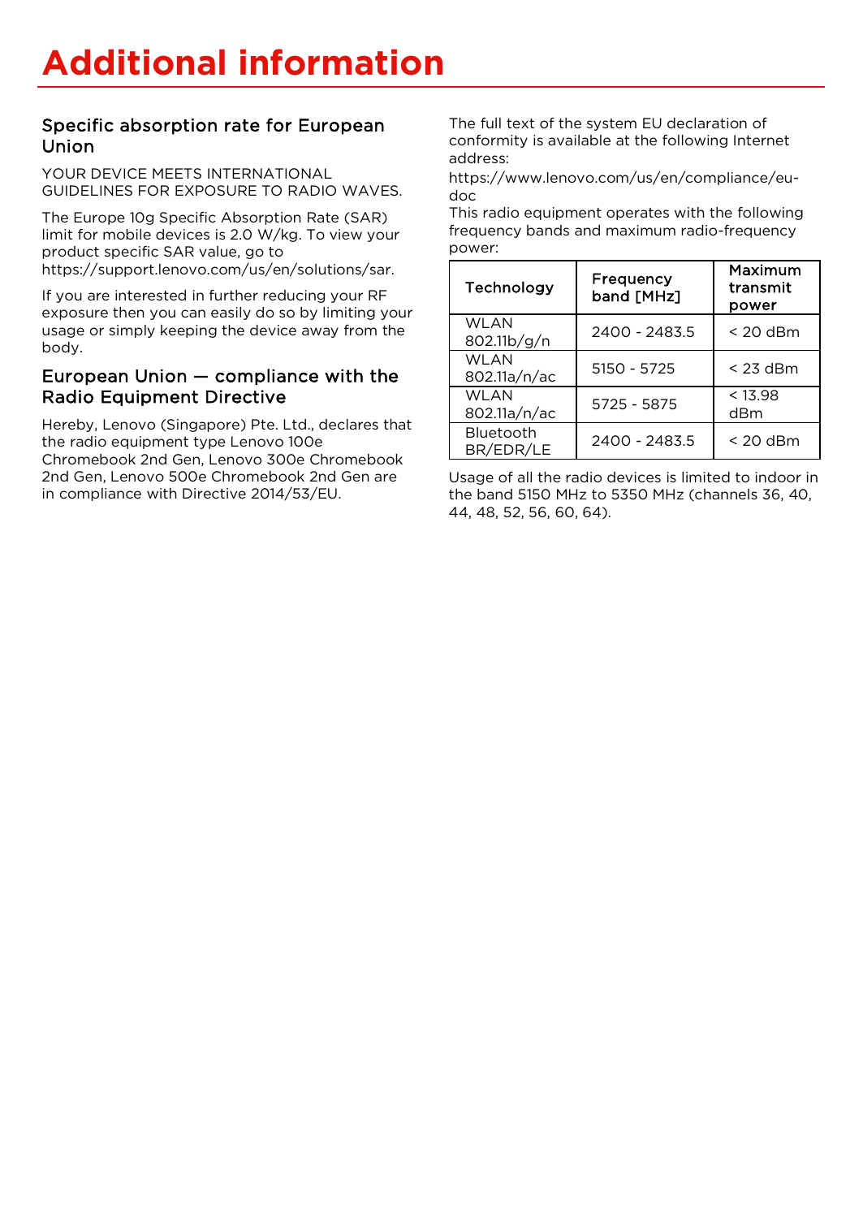# Additional information

## Specific absorption rate for European Union

YOUR DEVICE MEETS INTERNATIONAL GUIDELINES FOR EXPOSURE TO RADIO WAVES.

The Europe 10g Specific Absorption Rate (SAR) limit for mobile devices is 2.0 W/kg. To view your product specific SAR value, go to https://support.lenovo.com/us/en/solutions/sar.

If you are interested in further reducing your RF exposure then you can easily do so by limiting your usage or simply keeping the device away from the body.

## European Union — compliance with the Radio Equipment Directive

Hereby, Lenovo (Singapore) Pte. Ltd., declares that the radio equipment type Lenovo 100e Chromebook 2nd Gen, Lenovo 300e Chromebook 2nd Gen, Lenovo 500e Chromebook 2nd Gen are in compliance with Directive 2014/53/EU.

The full text of the system EU declaration of conformity is available at the following Internet address:

https://www.lenovo.com/us/en/compliance/eu-doc

This radio equipment operates with the following frequency bands and maximum radio-frequency power:

| Technology | Frequency band [MHz] | Maximum transmit power |
| --- | --- | --- |
| WLAN 802.11b/g/n | 2400 - 2483.5 | < 20 dBm |
| WLAN 802.11a/n/ac | 5150 - 5725 | < 23 dBm |
| WLAN 802.11a/n/ac | 5725 - 5875 | < 13.98 dBm |
| Bluetooth BR/EDR/LE | 2400 - 2483.5 | < 20 dBm |

Usage of all the radio devices is limited to indoor in the band 5150 MHz to 5350 MHz (channels 36, 40, 44, 48, 52, 56, 60, 64).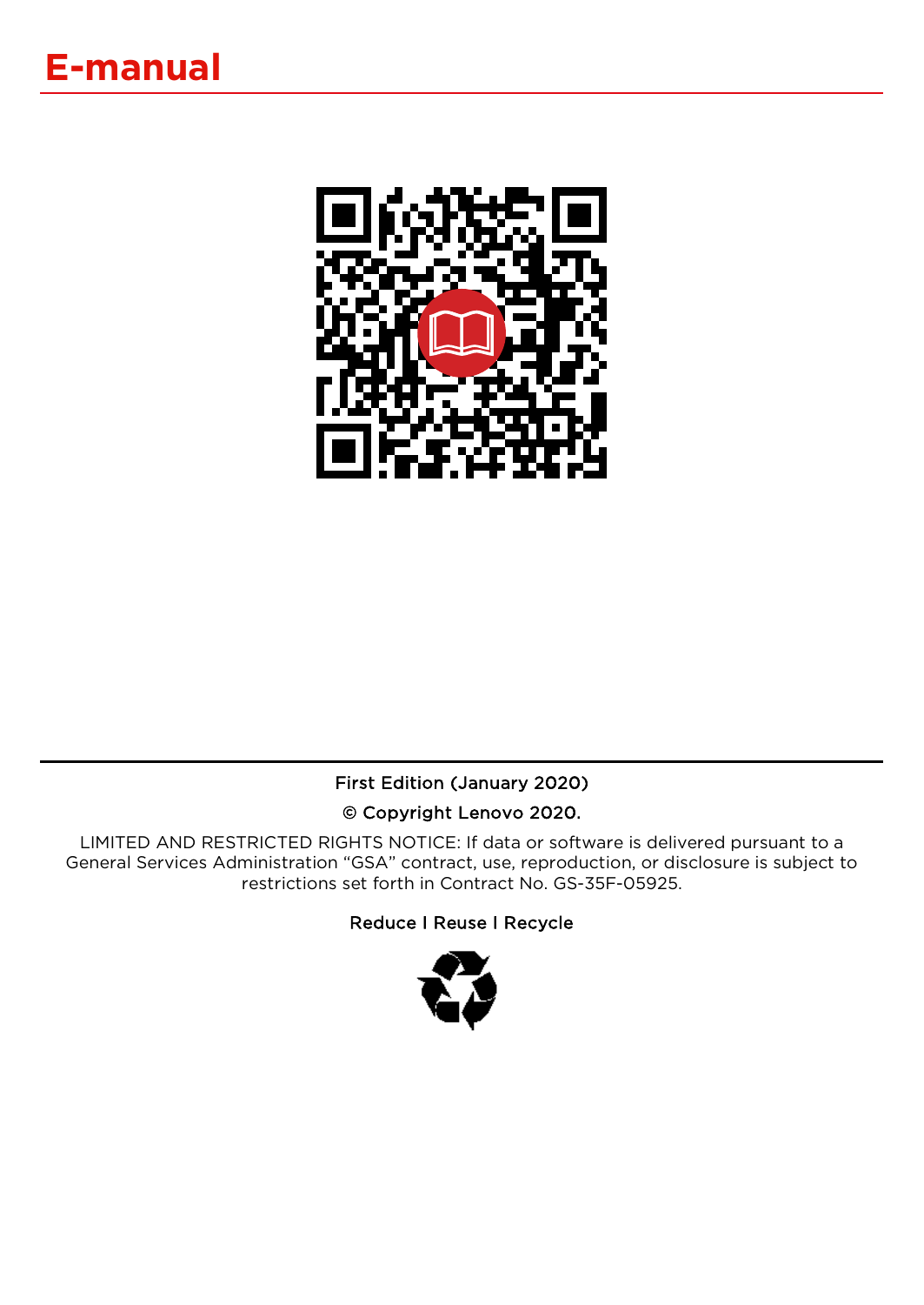# E-manual

First Edition (January 2020)

© Copyright Lenovo 2020.

LIMITED AND RESTRICTED RIGHTS NOTICE: If data or software is delivered pursuant to a General Services Administration "GSA" contract, use, reproduction, or disclosure is subject to restrictions set forth in Contract No. GS-35F-05925.

Reduce I Reuse I Recycle